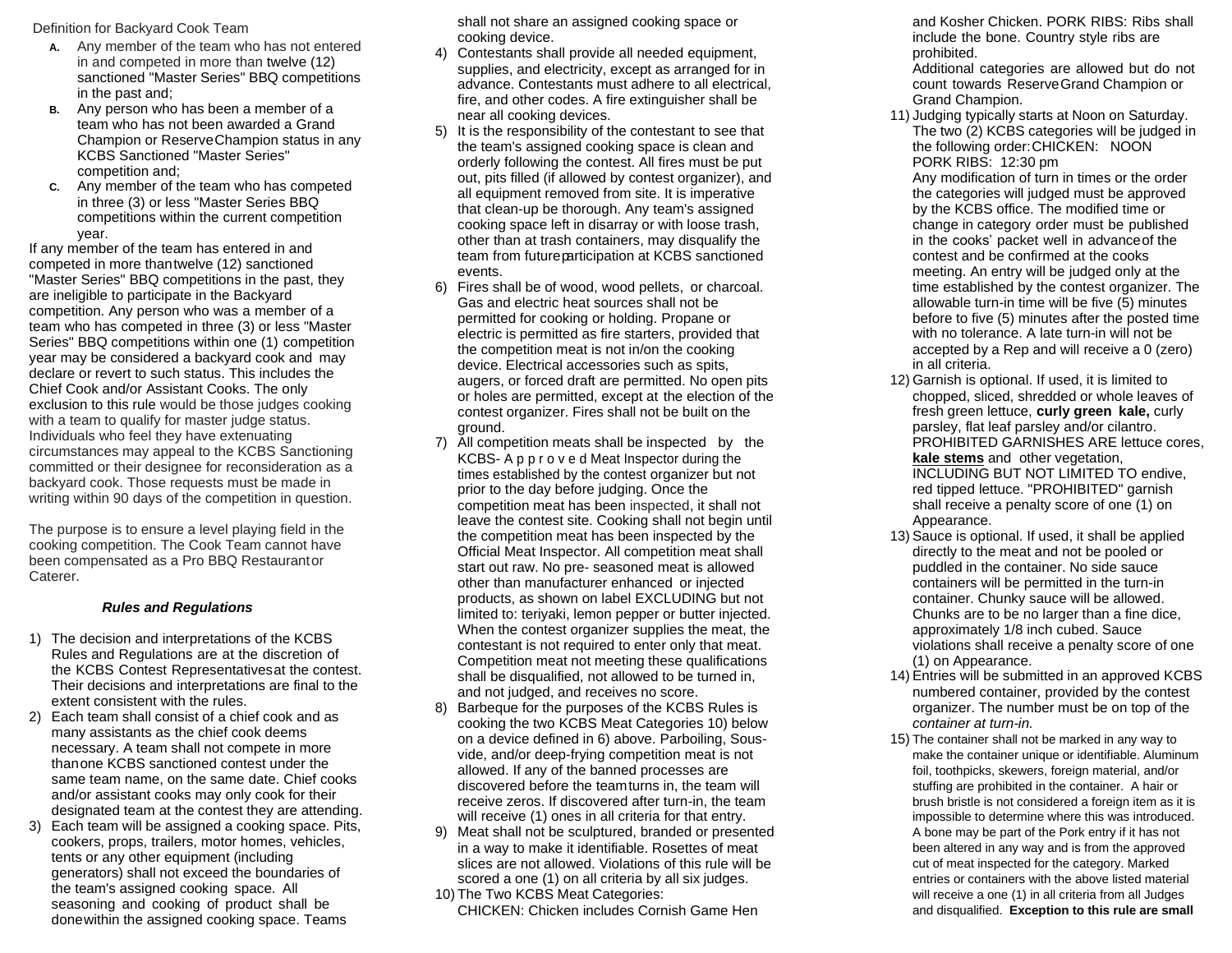Definition for Backyard Cook Team

- **A.** Any member of the team who has not entered in and competed in more than twelve (12) sanctioned "Master Series" BBQ competitions in the past and;
- **B.** Any person who has been a member of a team who has not been awarded a Grand Champion or Reserve Champion status in any KCBS Sanctioned "Master Series" competition and;
- **C.** Any member of the team who has competed in three (3) or less "Master Series BBQ competitions within the current competition year.

If any member of the team has entered in and competed in more than twelve (12) sanctioned "Master Series" BBQ competitions in the past, they are ineligible to participate in the Backyard competition. Any person who was a member of a team who has competed in three (3) or less "Master Series" BBQ competitions within one (1) competition year may be considered a backyard cook and may declare or revert to such status. This includes the Chief Cook and/or Assistant Cooks. The only exclusion to this rule would be those judges cooking with a team to qualify for master judge status. Individuals who feel they have extenuating circumstances may appeal to the KCBS Sanctioning committed or their designee for reconsideration as a backyard cook. Those requests must be made in writing within 90 days of the competition in question.

The purpose is to ensure a level playing field in the cooking competition. The Cook Team cannot have been compensated as a Pro BBQ Restaurant or Caterer.

### *Rules and Regulations*

1) The decision and interpretations of the KCBS Rules and Regulations are at the discretion of the KCBS Contest Representatives at the contest. Their decisions and interpretations are final to the extent consistent with the rules.
2) Each team shall consist of a chief cook and as many assistants as the chief cook deems necessary. A team shall not compete in more than one KCBS sanctioned contest under the same team name, on the same date. Chief cooks and/or assistant cooks may only cook for their designated team at the contest they are attending.
3) Each team will be assigned a cooking space. Pits, cookers, props, trailers, motor homes, vehicles, tents or any other equipment (including generators) shall not exceed the boundaries of the team's assigned cooking space. All seasoning and cooking of product shall be done within the assigned cooking space. Teams shall not share an assigned cooking space or cooking device.
4) Contestants shall provide all needed equipment, supplies, and electricity, except as arranged for in advance. Contestants must adhere to all electrical, fire, and other codes. A fire extinguisher shall be near all cooking devices.
5) It is the responsibility of the contestant to see that the team's assigned cooking space is clean and orderly following the contest. All fires must be put out, pits filled (if allowed by contest organizer), and all equipment removed from site. It is imperative that clean-up be thorough. Any team's assigned cooking space left in disarray or with loose trash, other than at trash containers, may disqualify the team from future participation at KCBS sanctioned events.
6) Fires shall be of wood, wood pellets, or charcoal. Gas and electric heat sources shall not be permitted for cooking or holding. Propane or electric is permitted as fire starters, provided that the competition meat is not in/on the cooking device. Electrical accessories such as spits, augers, or forced draft are permitted. No open pits or holes are permitted, except at the election of the contest organizer. Fires shall not be built on the ground.
7) All competition meats shall be inspected by the KCBS- Approved Meat Inspector during the times established by the contest organizer but not prior to the day before judging. Once the competition meat has been inspected, it shall not leave the contest site. Cooking shall not begin until the competition meat has been inspected by the Official Meat Inspector. All competition meat shall start out raw. No pre- seasoned meat is allowed other than manufacturer enhanced or injected products, as shown on label EXCLUDING but not limited to: teriyaki, lemon pepper or butter injected. When the contest organizer supplies the meat, the contestant is not required to enter only that meat. Competition meat not meeting these qualifications shall be disqualified, not allowed to be turned in, and not judged, and receives no score.
8) Barbeque for the purposes of the KCBS Rules is cooking the two KCBS Meat Categories 10) below on a device defined in 6) above. Parboiling, Sous-vide, and/or deep-frying competition meat is not allowed. If any of the banned processes are discovered before the team turns in, the team will receive zeros. If discovered after turn-in, the team will receive (1) ones in all criteria for that entry.
9) Meat shall not be sculptured, branded or presented in a way to make it identifiable. Rosettes of meat slices are not allowed. Violations of this rule will be scored a one (1) on all criteria by all six judges.
10) The Two KCBS Meat Categories:
    CHICKEN: Chicken includes Cornish Game Hen and Kosher Chicken. PORK RIBS: Ribs shall include the bone. Country style ribs are prohibited.
    Additional categories are allowed but do not count towards Reserve Grand Champion or Grand Champion.
11) Judging typically starts at Noon on Saturday. The two (2) KCBS categories will be judged in the following order: CHICKEN: NOON
    PORK RIBS: 12:30 pm
    Any modification of turn in times or the order the categories will judged must be approved by the KCBS office. The modified time or change in category order must be published in the cooks' packet well in advance of the contest and be confirmed at the cooks meeting. An entry will be judged only at the time established by the contest organizer. The allowable turn-in time will be five (5) minutes before to five (5) minutes after the posted time with no tolerance. A late turn-in will not be accepted by a Rep and will receive a 0 (zero) in all criteria.
12) Garnish is optional. If used, it is limited to chopped, sliced, shredded or whole leaves of fresh green lettuce, **curly green kale,** curly parsley, flat leaf parsley and/or cilantro. PROHIBITED GARNISHES ARE lettuce cores, **kale stems** and other vegetation, INCLUDING BUT NOT LIMITED TO endive, red tipped lettuce. "PROHIBITED" garnish shall receive a penalty score of one (1) on Appearance.
13) Sauce is optional. If used, it shall be applied directly to the meat and not be pooled or puddled in the container. No side sauce containers will be permitted in the turn-in container. Chunky sauce will be allowed. Chunks are to be no larger than a fine dice, approximately 1/8 inch cubed. Sauce violations shall receive a penalty score of one (1) on Appearance.
14) Entries will be submitted in an approved KCBS numbered container, provided by the contest organizer. The number must be on top of the *container at turn-in.*
15) The container shall not be marked in any way to make the container unique or identifiable. Aluminum foil, toothpicks, skewers, foreign material, and/or stuffing are prohibited in the container. A hair or brush bristle is not considered a foreign item as it is impossible to determine where this was introduced. A bone may be part of the Pork entry if it has not been altered in any way and is from the approved cut of meat inspected for the category. Marked entries or containers with the above listed material will receive a one (1) in all criteria from all Judges and disqualified. **Exception to this rule are small**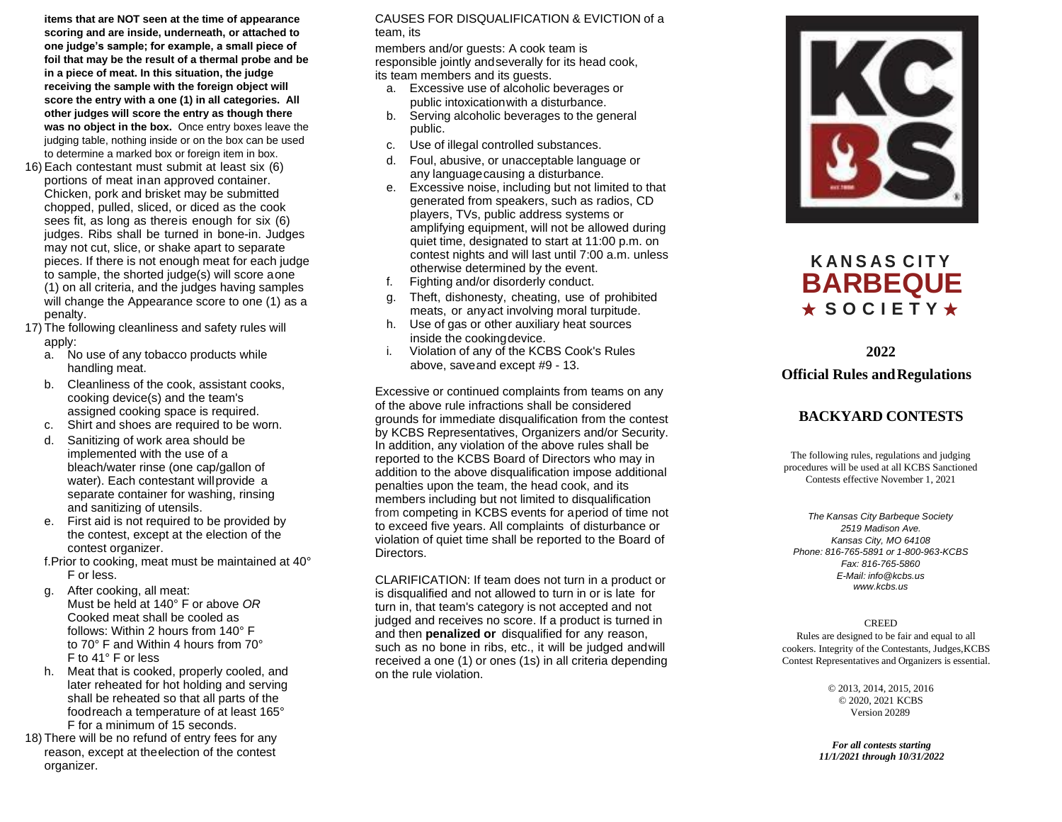**items that are NOT seen at the time of appearance scoring and are inside, underneath, or attached to one judge's sample; for example, a small piece of foil that may be the result of a thermal probe and be in a piece of meat. In this situation, the judge receiving the sample with the foreign object will score the entry with a one (1) in all categories. All other judges will score the entry as though there was no object in the box.** Once entry boxes leave the judging table, nothing inside or on the box can be used to determine a marked box or foreign item in box.

16) Each contestant must submit at least six (6) portions of meat in an approved container. Chicken, pork and brisket may be submitted chopped, pulled, sliced, or diced as the cook sees fit, as long as there is enough for six (6) judges. Ribs shall be turned in bone-in. Judges may not cut, slice, or shake apart to separate pieces. If there is not enough meat for each judge to sample, the shorted judge(s) will score a one (1) on all criteria, and the judges having samples will change the Appearance score to one (1) as a penalty.
17) The following cleanliness and safety rules will apply:
    a. No use of any tobacco products while handling meat.
    b. Cleanliness of the cook, assistant cooks, cooking device(s) and the team's assigned cooking space is required.
    c. Shirt and shoes are required to be worn.
    d. Sanitizing of work area should be implemented with the use of a bleach/water rinse (one cap/gallon of water). Each contestant will provide a separate container for washing, rinsing and sanitizing of utensils.
    e. First aid is not required to be provided by the contest, except at the election of the contest organizer.
    f. Prior to cooking, meat must be maintained at 40° F or less.
    g. After cooking, all meat: Must be held at 140° F or above *OR* Cooked meat shall be cooled as follows: Within 2 hours from 140° F to 70° F and Within 4 hours from 70° F to 41° F or less
    h. Meat that is cooked, properly cooled, and later reheated for hot holding and serving shall be reheated so that all parts of the food reach a temperature of at least 165° F for a minimum of 15 seconds.
18) There will be no refund of entry fees for any reason, except at the election of the contest organizer.

CAUSES FOR DISQUALIFICATION & EVICTION of a team, its members and/or guests: A cook team is responsible jointly and severally for its head cook, its team members and its guests.

a. Excessive use of alcoholic beverages or public intoxication with a disturbance.
b. Serving alcoholic beverages to the general public.
c. Use of illegal controlled substances.
d. Foul, abusive, or unacceptable language or any language causing a disturbance.
e. Excessive noise, including but not limited to that generated from speakers, such as radios, CD players, TVs, public address systems or amplifying equipment, will not be allowed during quiet time, designated to start at 11:00 p.m. on contest nights and will last until 7:00 a.m. unless otherwise determined by the event.
f. Fighting and/or disorderly conduct.
g. Theft, dishonesty, cheating, use of prohibited meats, or any act involving moral turpitude.
h. Use of gas or other auxiliary heat sources inside the cooking device.
i. Violation of any of the KCBS Cook's Rules above, save and except #9 - 13.

Excessive or continued complaints from teams on any of the above rule infractions shall be considered grounds for immediate disqualification from the contest by KCBS Representatives, Organizers and/or Security. In addition, any violation of the above rules shall be reported to the KCBS Board of Directors who may in addition to the above disqualification impose additional penalties upon the team, the head cook, and its members including but not limited to disqualification from competing in KCBS events for a period of time not to exceed five years. All complaints of disturbance or violation of quiet time shall be reported to the Board of Directors.

CLARIFICATION: If team does not turn in a product or is disqualified and not allowed to turn in or is late for turn in, that team's category is not accepted and not judged and receives no score. If a product is turned in and then **penalized or** disqualified for any reason, such as no bone in ribs, etc., it will be judged and will received a one (1) or ones (1s) in all criteria depending on the rule violation.

KANSAS CITY
BARBEQUE
★ SOCIETY ★

## 2022

## Official Rules and Regulations

## BACKYARD CONTESTS

The following rules, regulations and judging procedures will be used at all KCBS Sanctioned Contests effective November 1, 2021

*The Kansas City Barbeque Society*
*2519 Madison Ave.*
*Kansas City, MO 64108*
*Phone: 816-765-5891 or 1-800-963-KCBS*
*Fax: 816-765-5860*
*E-Mail: info@kcbs.us*
*www.kcbs.us*

CREED

Rules are designed to be fair and equal to all cookers. Integrity of the Contestants, Judges, KCBS Contest Representatives and Organizers is essential.

© 2013, 2014, 2015, 2016
© 2020, 2021 KCBS
Version 20289

***For all contests starting 11/1/2021 through 10/31/2022***